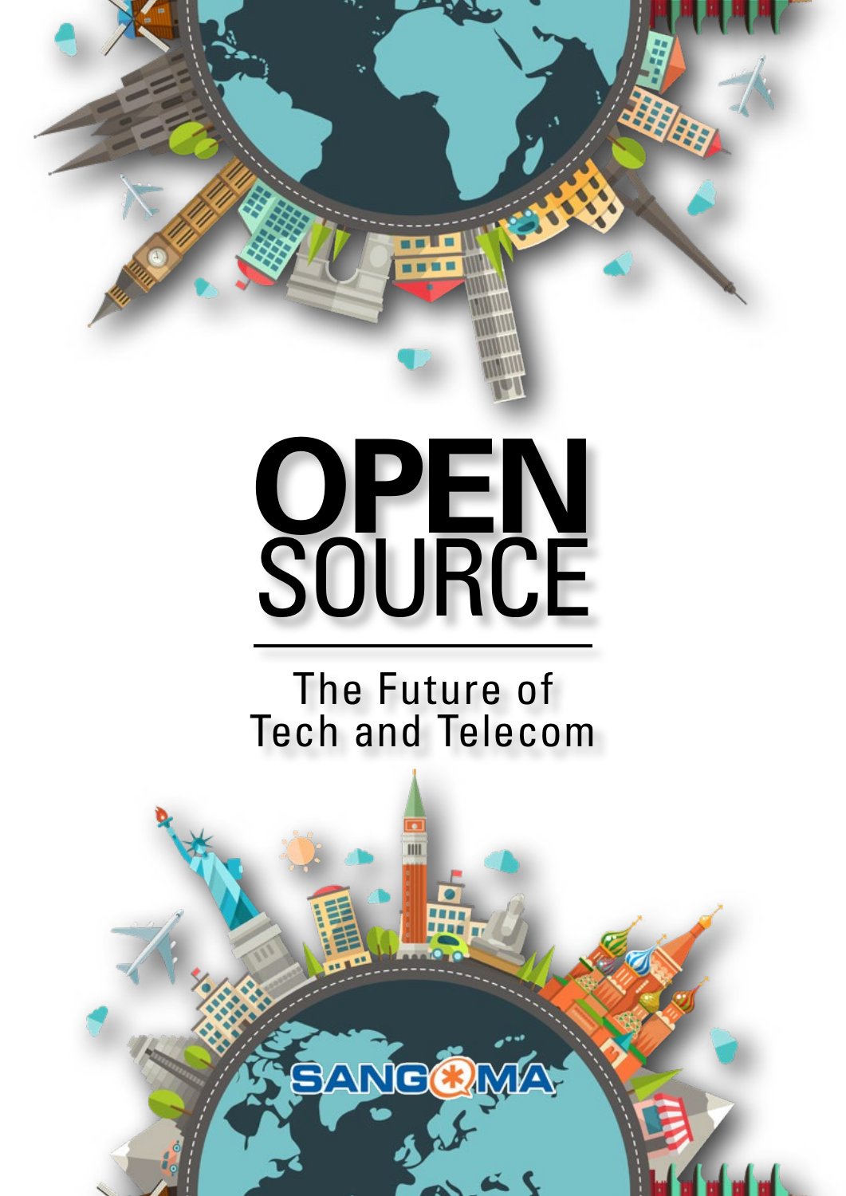# OPEN SOURCE

## The Future of Tech and Telecom

SANGOMA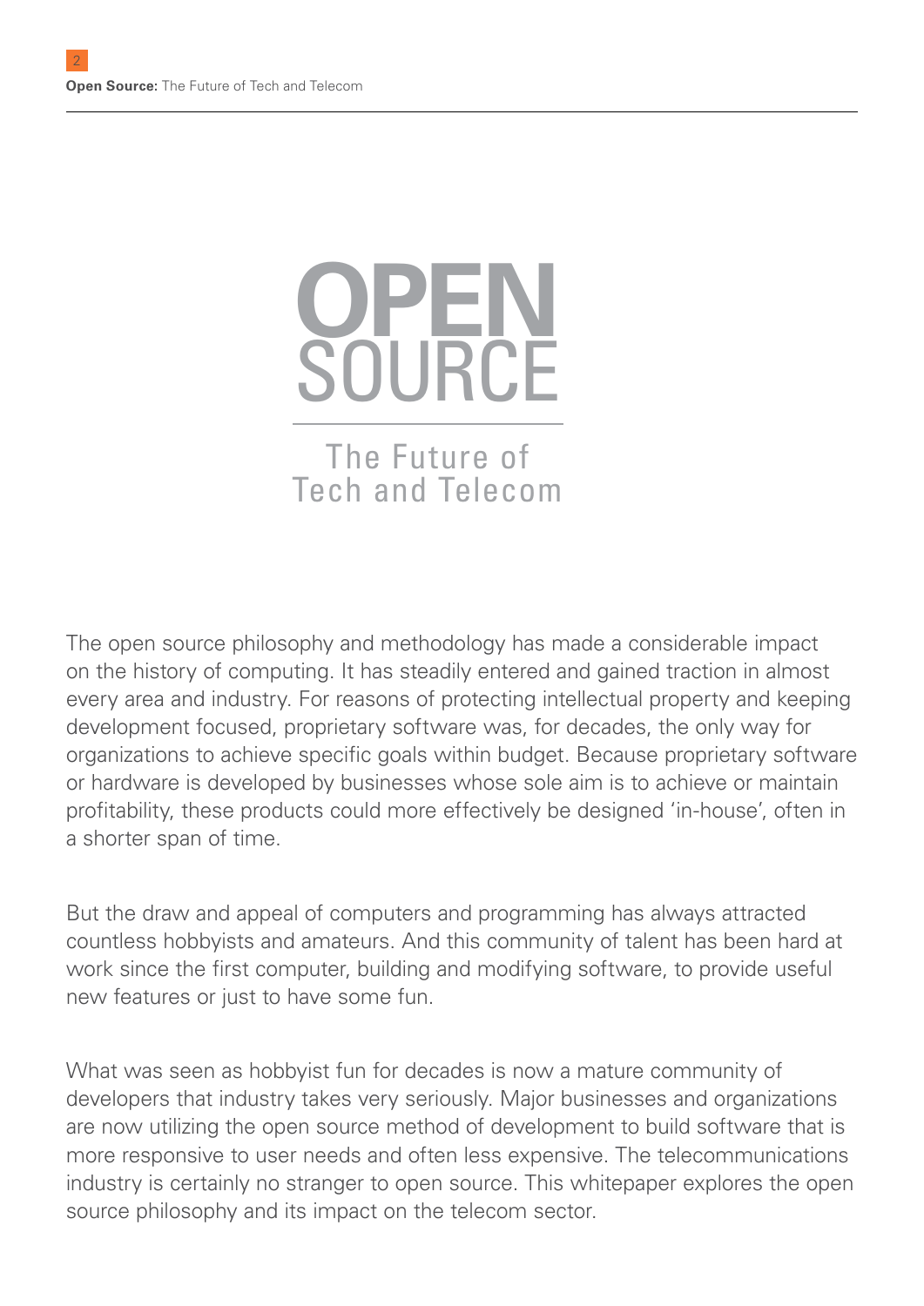# OPEN SOURCE

## The Future of Tech and Telecom

The open source philosophy and methodology has made a considerable impact on the history of computing. It has steadily entered and gained traction in almost every area and industry. For reasons of protecting intellectual property and keeping development focused, proprietary software was, for decades, the only way for organizations to achieve specific goals within budget. Because proprietary software or hardware is developed by businesses whose sole aim is to achieve or maintain profitability, these products could more effectively be designed 'in-house', often in a shorter span of time.

But the draw and appeal of computers and programming has always attracted countless hobbyists and amateurs. And this community of talent has been hard at work since the first computer, building and modifying software, to provide useful new features or just to have some fun.

What was seen as hobbyist fun for decades is now a mature community of developers that industry takes very seriously. Major businesses and organizations are now utilizing the open source method of development to build software that is more responsive to user needs and often less expensive. The telecommunications industry is certainly no stranger to open source. This whitepaper explores the open source philosophy and its impact on the telecom sector.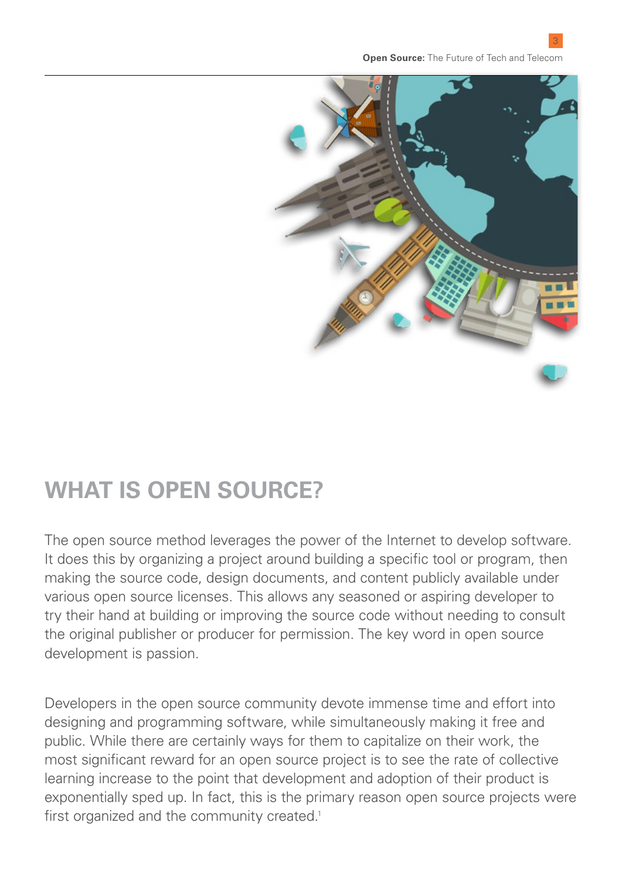# WHAT IS OPEN SOURCE?

The open source method leverages the power of the Internet to develop software. It does this by organizing a project around building a specific tool or program, then making the source code, design documents, and content publicly available under various open source licenses. This allows any seasoned or aspiring developer to try their hand at building or improving the source code without needing to consult the original publisher or producer for permission. The key word in open source development is passion.

Developers in the open source community devote immense time and effort into designing and programming software, while simultaneously making it free and public. While there are certainly ways for them to capitalize on their work, the most significant reward for an open source project is to see the rate of collective learning increase to the point that development and adoption of their product is exponentially sped up. In fact, this is the primary reason open source projects were first organized and the community created.[1]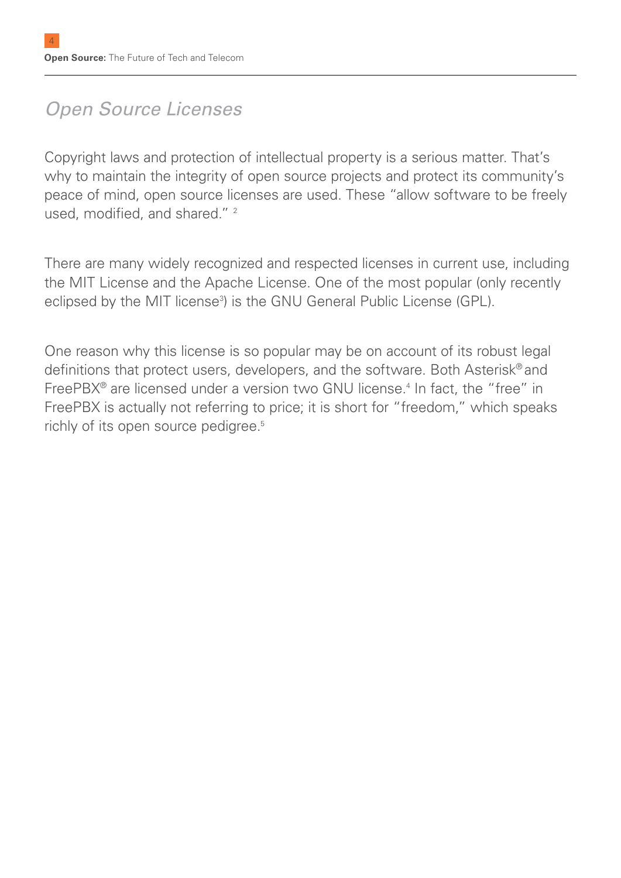## *Open Source Licenses*

Copyright laws and protection of intellectual property is a serious matter. That's why to maintain the integrity of open source projects and protect its community's peace of mind, open source licenses are used. These "allow software to be freely used, modified, and shared." [2]

There are many widely recognized and respected licenses in current use, including the MIT License and the Apache License. One of the most popular (only recently eclipsed by the MIT license[3]) is the GNU General Public License (GPL).

One reason why this license is so popular may be on account of its robust legal definitions that protect users, developers, and the software. Both Asterisk® and FreePBX® are licensed under a version two GNU license.[4] In fact, the "free" in FreePBX is actually not referring to price; it is short for "freedom," which speaks richly of its open source pedigree.[5]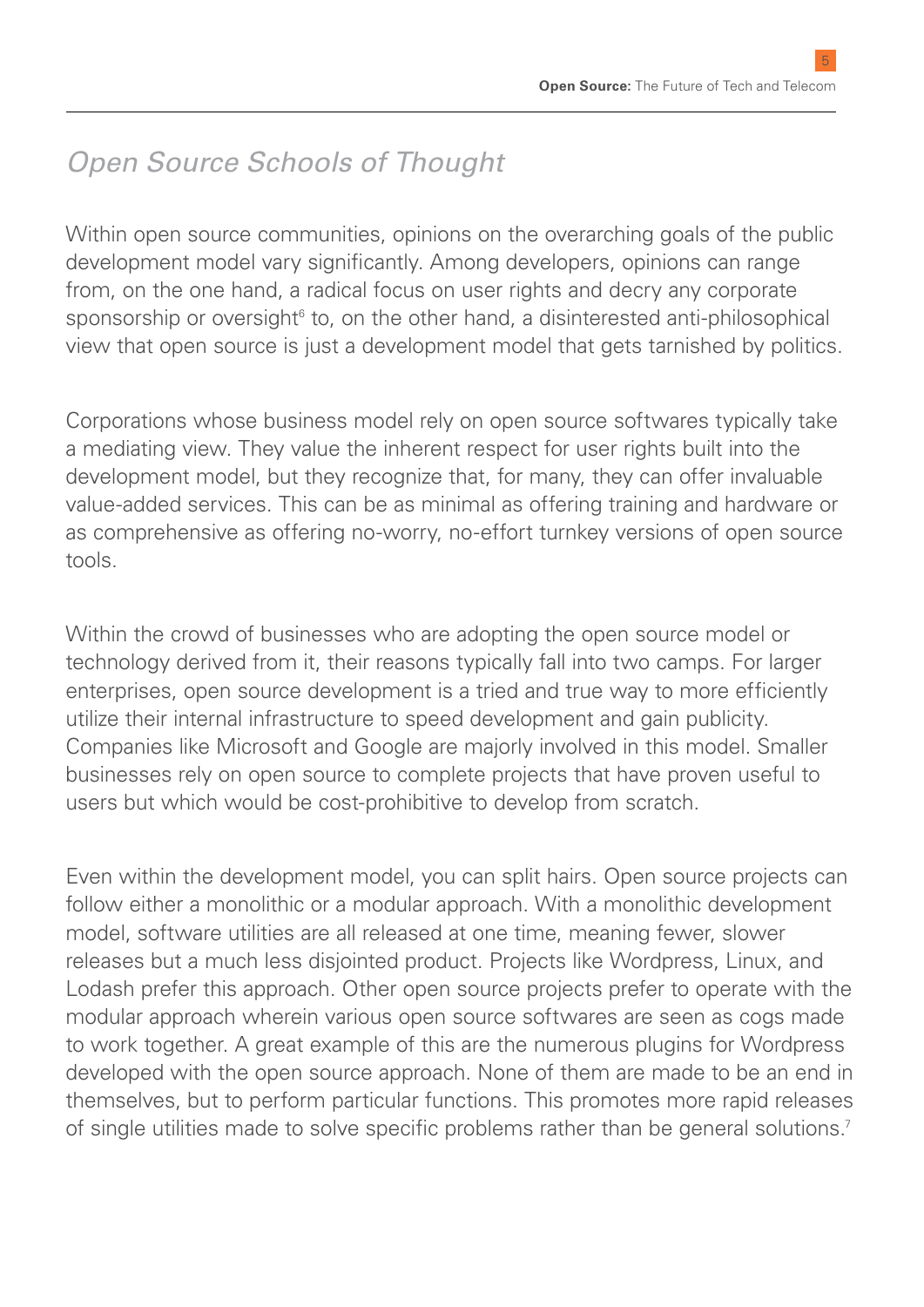## *Open Source Schools of Thought*

Within open source communities, opinions on the overarching goals of the public development model vary significantly. Among developers, opinions can range from, on the one hand, a radical focus on user rights and decry any corporate sponsorship or oversight[6] to, on the other hand, a disinterested anti-philosophical view that open source is just a development model that gets tarnished by politics.

Corporations whose business model rely on open source softwares typically take a mediating view. They value the inherent respect for user rights built into the development model, but they recognize that, for many, they can offer invaluable value-added services. This can be as minimal as offering training and hardware or as comprehensive as offering no-worry, no-effort turnkey versions of open source tools.

Within the crowd of businesses who are adopting the open source model or technology derived from it, their reasons typically fall into two camps. For larger enterprises, open source development is a tried and true way to more efficiently utilize their internal infrastructure to speed development and gain publicity. Companies like Microsoft and Google are majorly involved in this model. Smaller businesses rely on open source to complete projects that have proven useful to users but which would be cost-prohibitive to develop from scratch.

Even within the development model, you can split hairs. Open source projects can follow either a monolithic or a modular approach. With a monolithic development model, software utilities are all released at one time, meaning fewer, slower releases but a much less disjointed product. Projects like Wordpress, Linux, and Lodash prefer this approach. Other open source projects prefer to operate with the modular approach wherein various open source softwares are seen as cogs made to work together. A great example of this are the numerous plugins for Wordpress developed with the open source approach. None of them are made to be an end in themselves, but to perform particular functions. This promotes more rapid releases of single utilities made to solve specific problems rather than be general solutions.[7]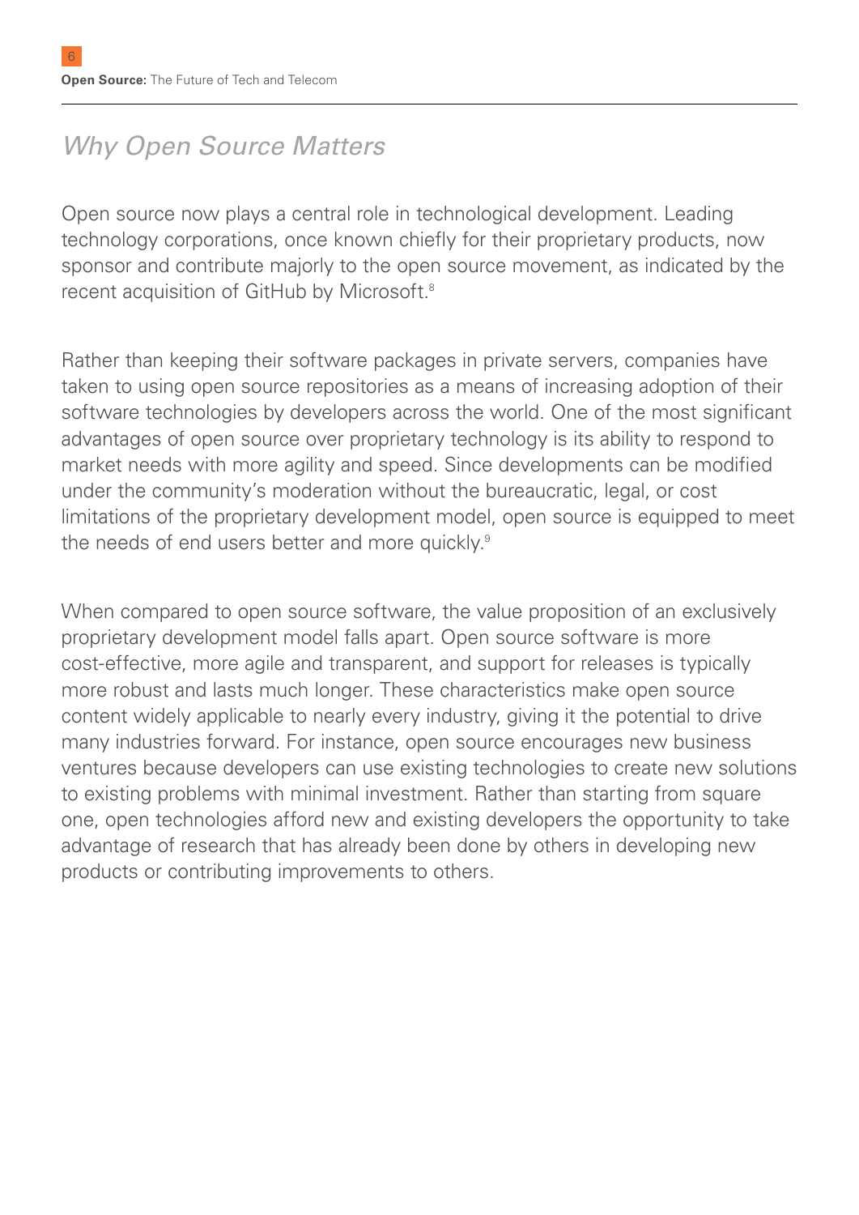## *Why Open Source Matters*

Open source now plays a central role in technological development. Leading technology corporations, once known chiefly for their proprietary products, now sponsor and contribute majorly to the open source movement, as indicated by the recent acquisition of GitHub by Microsoft.[8]

Rather than keeping their software packages in private servers, companies have taken to using open source repositories as a means of increasing adoption of their software technologies by developers across the world. One of the most significant advantages of open source over proprietary technology is its ability to respond to market needs with more agility and speed. Since developments can be modified under the community's moderation without the bureaucratic, legal, or cost limitations of the proprietary development model, open source is equipped to meet the needs of end users better and more quickly.[9]

When compared to open source software, the value proposition of an exclusively proprietary development model falls apart. Open source software is more cost-effective, more agile and transparent, and support for releases is typically more robust and lasts much longer. These characteristics make open source content widely applicable to nearly every industry, giving it the potential to drive many industries forward. For instance, open source encourages new business ventures because developers can use existing technologies to create new solutions to existing problems with minimal investment. Rather than starting from square one, open technologies afford new and existing developers the opportunity to take advantage of research that has already been done by others in developing new products or contributing improvements to others.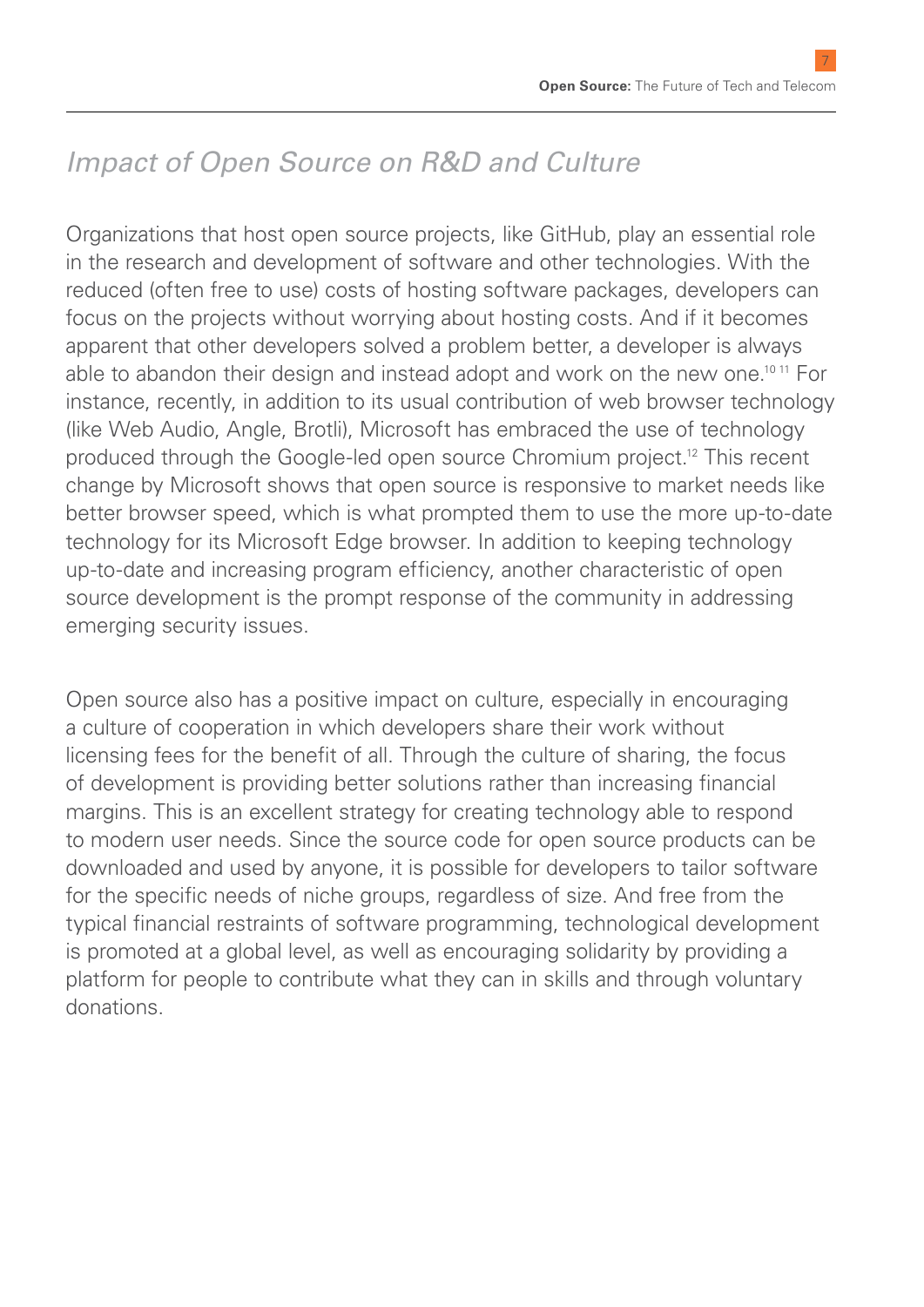## *Impact of Open Source on R&D and Culture*

Organizations that host open source projects, like GitHub, play an essential role in the research and development of software and other technologies. With the reduced (often free to use) costs of hosting software packages, developers can focus on the projects without worrying about hosting costs. And if it becomes apparent that other developers solved a problem better, a developer is always able to abandon their design and instead adopt and work on the new one.[10,11] For instance, recently, in addition to its usual contribution of web browser technology (like Web Audio, Angle, Brotli), Microsoft has embraced the use of technology produced through the Google-led open source Chromium project.[12] This recent change by Microsoft shows that open source is responsive to market needs like better browser speed, which is what prompted them to use the more up-to-date technology for its Microsoft Edge browser. In addition to keeping technology up-to-date and increasing program efficiency, another characteristic of open source development is the prompt response of the community in addressing emerging security issues.

Open source also has a positive impact on culture, especially in encouraging a culture of cooperation in which developers share their work without licensing fees for the benefit of all. Through the culture of sharing, the focus of development is providing better solutions rather than increasing financial margins. This is an excellent strategy for creating technology able to respond to modern user needs. Since the source code for open source products can be downloaded and used by anyone, it is possible for developers to tailor software for the specific needs of niche groups, regardless of size. And free from the typical financial restraints of software programming, technological development is promoted at a global level, as well as encouraging solidarity by providing a platform for people to contribute what they can in skills and through voluntary donations.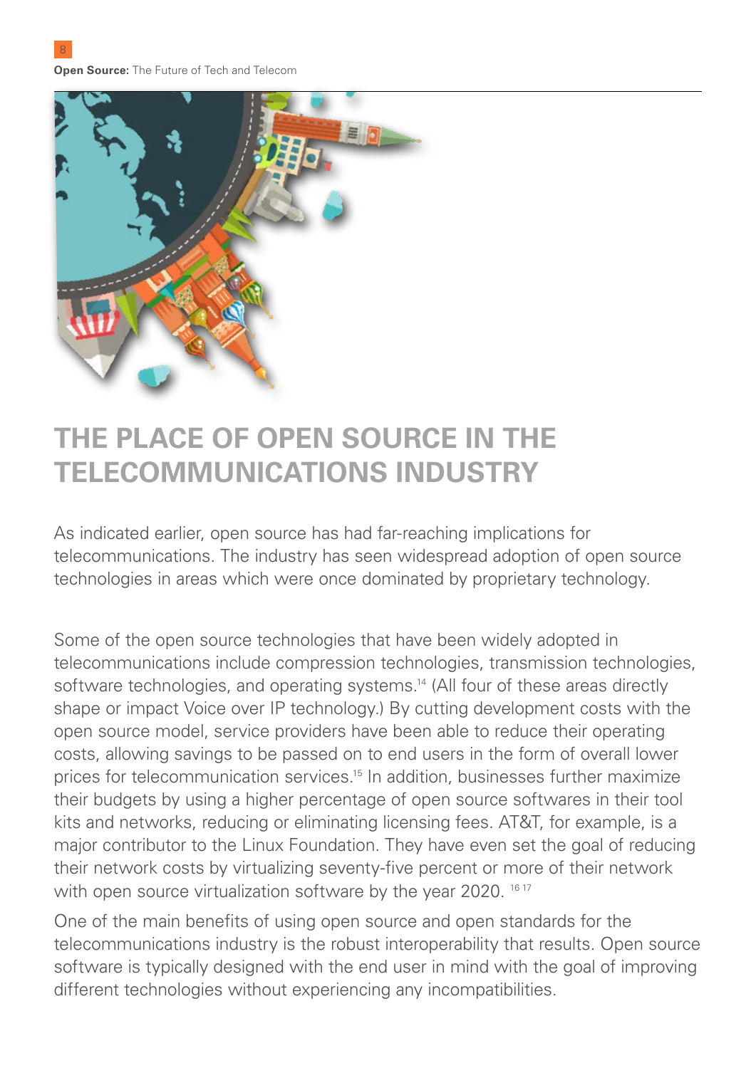# THE PLACE OF OPEN SOURCE IN THE TELECOMMUNICATIONS INDUSTRY

As indicated earlier, open source has had far-reaching implications for telecommunications. The industry has seen widespread adoption of open source technologies in areas which were once dominated by proprietary technology.

Some of the open source technologies that have been widely adopted in telecommunications include compression technologies, transmission technologies, software technologies, and operating systems.[14] (All four of these areas directly shape or impact Voice over IP technology.) By cutting development costs with the open source model, service providers have been able to reduce their operating costs, allowing savings to be passed on to end users in the form of overall lower prices for telecommunication services.[15] In addition, businesses further maximize their budgets by using a higher percentage of open source softwares in their tool kits and networks, reducing or eliminating licensing fees. AT&T, for example, is a major contributor to the Linux Foundation. They have even set the goal of reducing their network costs by virtualizing seventy-five percent or more of their network with open source virtualization software by the year 2020. [16 17]

One of the main benefits of using open source and open standards for the telecommunications industry is the robust interoperability that results. Open source software is typically designed with the end user in mind with the goal of improving different technologies without experiencing any incompatibilities.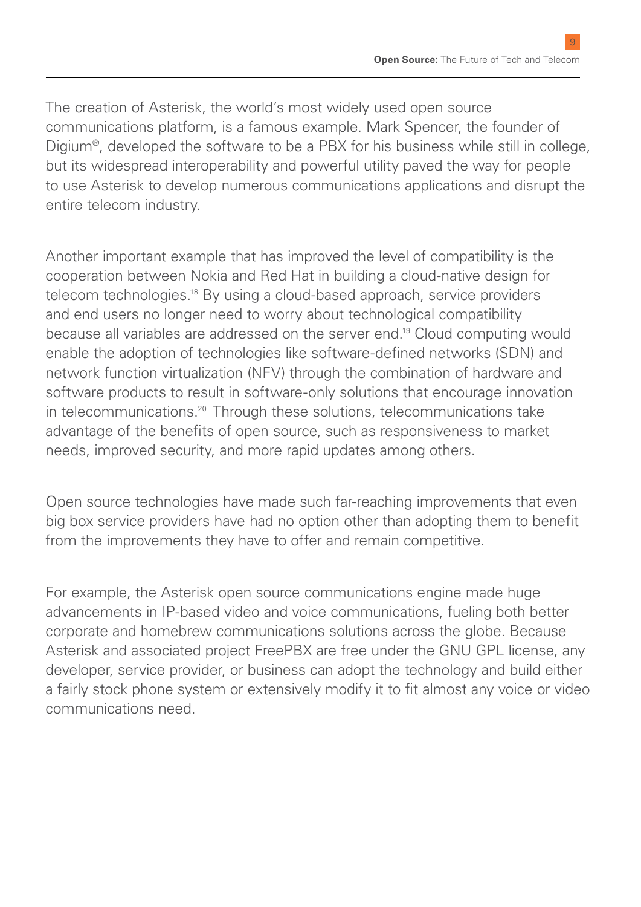The creation of Asterisk, the world's most widely used open source communications platform, is a famous example. Mark Spencer, the founder of Digium®, developed the software to be a PBX for his business while still in college, but its widespread interoperability and powerful utility paved the way for people to use Asterisk to develop numerous communications applications and disrupt the entire telecom industry.

Another important example that has improved the level of compatibility is the cooperation between Nokia and Red Hat in building a cloud-native design for telecom technologies.[18] By using a cloud-based approach, service providers and end users no longer need to worry about technological compatibility because all variables are addressed on the server end.[19] Cloud computing would enable the adoption of technologies like software-defined networks (SDN) and network function virtualization (NFV) through the combination of hardware and software products to result in software-only solutions that encourage innovation in telecommunications.[20] Through these solutions, telecommunications take advantage of the benefits of open source, such as responsiveness to market needs, improved security, and more rapid updates among others.

Open source technologies have made such far-reaching improvements that even big box service providers have had no option other than adopting them to benefit from the improvements they have to offer and remain competitive.

For example, the Asterisk open source communications engine made huge advancements in IP-based video and voice communications, fueling both better corporate and homebrew communications solutions across the globe. Because Asterisk and associated project FreePBX are free under the GNU GPL license, any developer, service provider, or business can adopt the technology and build either a fairly stock phone system or extensively modify it to fit almost any voice or video communications need.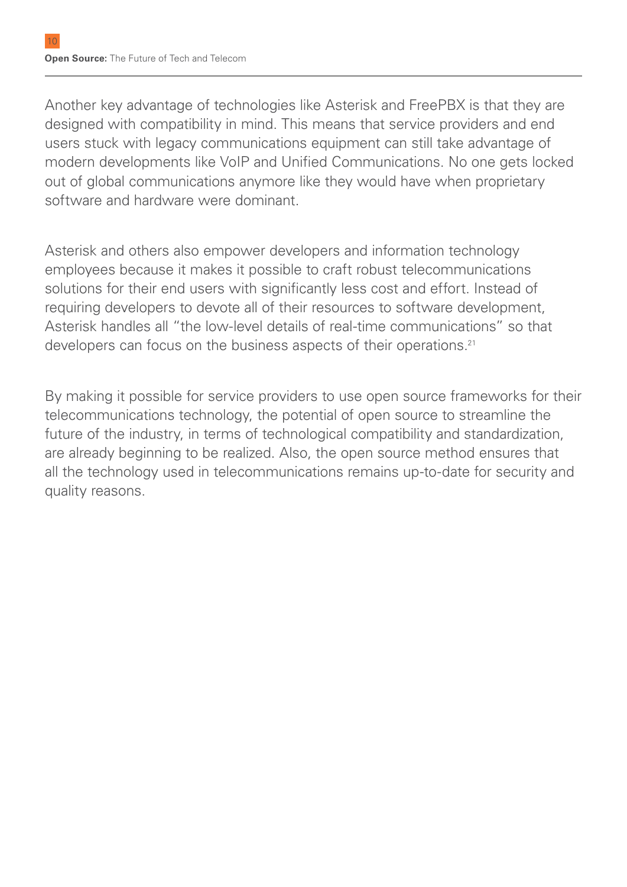Another key advantage of technologies like Asterisk and FreePBX is that they are designed with compatibility in mind. This means that service providers and end users stuck with legacy communications equipment can still take advantage of modern developments like VoIP and Unified Communications. No one gets locked out of global communications anymore like they would have when proprietary software and hardware were dominant.

Asterisk and others also empower developers and information technology employees because it makes it possible to craft robust telecommunications solutions for their end users with significantly less cost and effort. Instead of requiring developers to devote all of their resources to software development, Asterisk handles all "the low-level details of real-time communications" so that developers can focus on the business aspects of their operations.[21]

By making it possible for service providers to use open source frameworks for their telecommunications technology, the potential of open source to streamline the future of the industry, in terms of technological compatibility and standardization, are already beginning to be realized. Also, the open source method ensures that all the technology used in telecommunications remains up-to-date for security and quality reasons.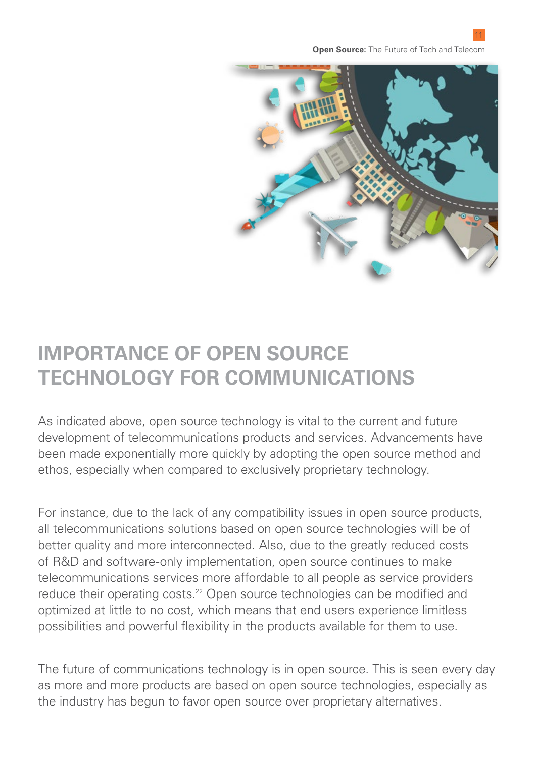# IMPORTANCE OF OPEN SOURCE TECHNOLOGY FOR COMMUNICATIONS

As indicated above, open source technology is vital to the current and future development of telecommunications products and services. Advancements have been made exponentially more quickly by adopting the open source method and ethos, especially when compared to exclusively proprietary technology.

For instance, due to the lack of any compatibility issues in open source products, all telecommunications solutions based on open source technologies will be of better quality and more interconnected. Also, due to the greatly reduced costs of R&D and software-only implementation, open source continues to make telecommunications services more affordable to all people as service providers reduce their operating costs.[22] Open source technologies can be modified and optimized at little to no cost, which means that end users experience limitless possibilities and powerful flexibility in the products available for them to use.

The future of communications technology is in open source. This is seen every day as more and more products are based on open source technologies, especially as the industry has begun to favor open source over proprietary alternatives.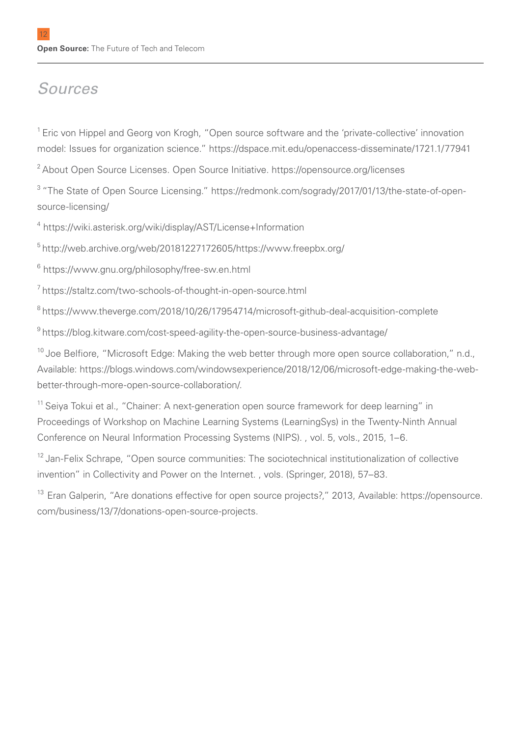# *Sources*

[1] Eric von Hippel and Georg von Krogh, "Open source software and the 'private-collective' innovation model: Issues for organization science." https://dspace.mit.edu/openaccess-disseminate/1721.1/77941

[2] About Open Source Licenses. Open Source Initiative. https://opensource.org/licenses

[3] "The State of Open Source Licensing." https://redmonk.com/sogrady/2017/01/13/the-state-of-open-source-licensing/

[4] https://wiki.asterisk.org/wiki/display/AST/License+Information

[5] http://web.archive.org/web/20181227172605/https://www.freepbx.org/

[6] https://www.gnu.org/philosophy/free-sw.en.html

[7] https://staltz.com/two-schools-of-thought-in-open-source.html

[8] https://www.theverge.com/2018/10/26/17954714/microsoft-github-deal-acquisition-complete

[9] https://blog.kitware.com/cost-speed-agility-the-open-source-business-advantage/

[10] Joe Belfiore, "Microsoft Edge: Making the web better through more open source collaboration," n.d., Available: https://blogs.windows.com/windowsexperience/2018/12/06/microsoft-edge-making-the-web-better-through-more-open-source-collaboration/.

[11] Seiya Tokui et al., "Chainer: A next-generation open source framework for deep learning" in Proceedings of Workshop on Machine Learning Systems (LearningSys) in the Twenty-Ninth Annual Conference on Neural Information Processing Systems (NIPS). , vol. 5, vols., 2015, 1–6.

[12] Jan-Felix Schrape, "Open source communities: The sociotechnical institutionalization of collective invention" in Collectivity and Power on the Internet. , vols. (Springer, 2018), 57–83.

[13] Eran Galperin, "Are donations effective for open source projects?," 2013, Available: https://opensource.com/business/13/7/donations-open-source-projects.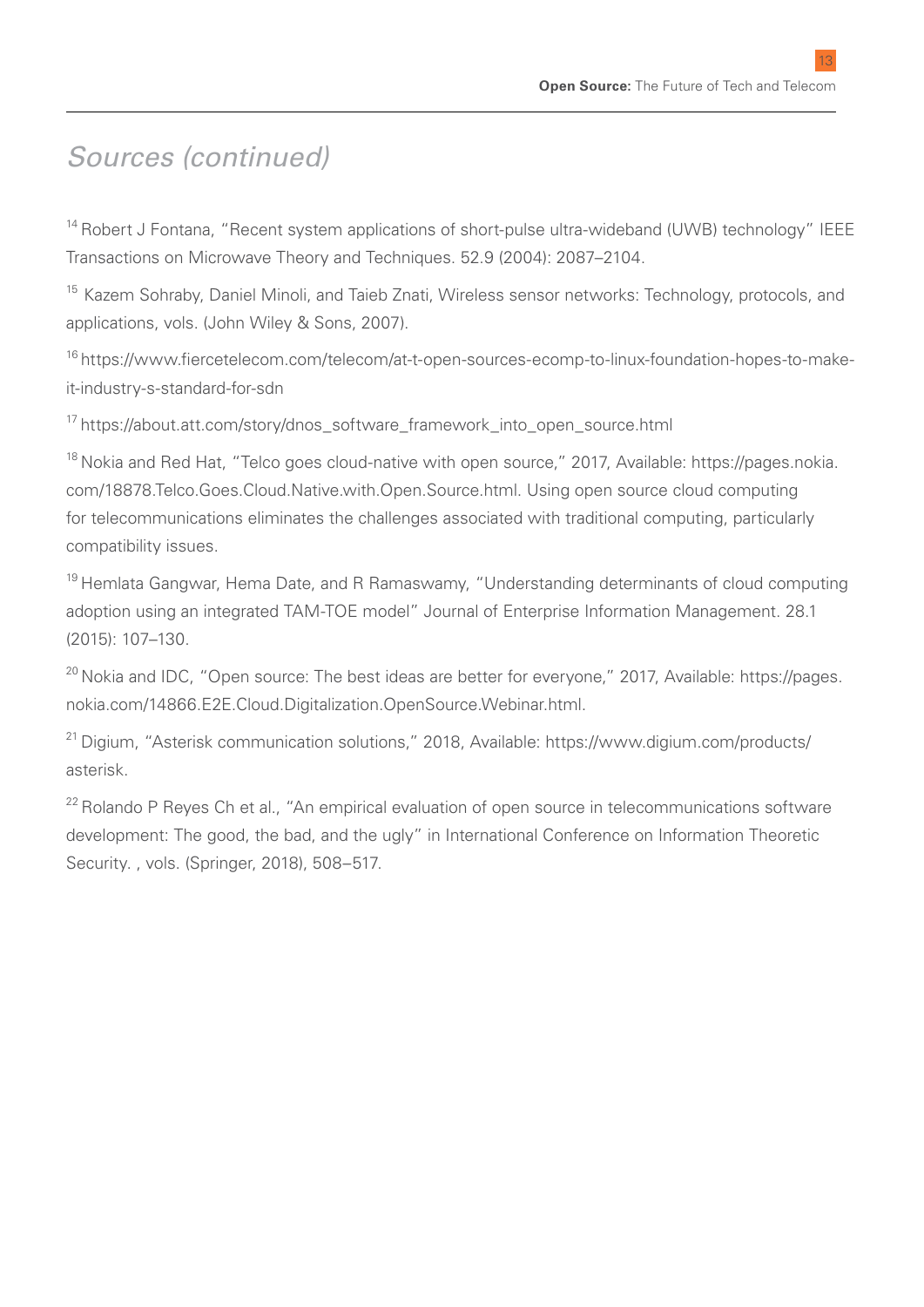## *Sources (continued)*

[14] Robert J Fontana, "Recent system applications of short-pulse ultra-wideband (UWB) technology" IEEE Transactions on Microwave Theory and Techniques. 52.9 (2004): 2087–2104.

[15] Kazem Sohraby, Daniel Minoli, and Taieb Znati, Wireless sensor networks: Technology, protocols, and applications, vols. (John Wiley & Sons, 2007).

[16] https://www.fiercetelecom.com/telecom/at-t-open-sources-ecomp-to-linux-foundation-hopes-to-make-it-industry-s-standard-for-sdn

[17] https://about.att.com/story/dnos_software_framework_into_open_source.html

[18] Nokia and Red Hat, "Telco goes cloud-native with open source," 2017, Available: https://pages.nokia.com/18878.Telco.Goes.Cloud.Native.with.Open.Source.html. Using open source cloud computing for telecommunications eliminates the challenges associated with traditional computing, particularly compatibility issues.

[19] Hemlata Gangwar, Hema Date, and R Ramaswamy, "Understanding determinants of cloud computing adoption using an integrated TAM-TOE model" Journal of Enterprise Information Management. 28.1 (2015): 107–130.

[20] Nokia and IDC, "Open source: The best ideas are better for everyone," 2017, Available: https://pages.nokia.com/14866.E2E.Cloud.Digitalization.OpenSource.Webinar.html.

[21] Digium, "Asterisk communication solutions," 2018, Available: https://www.digium.com/products/asterisk.

[22] Rolando P Reyes Ch et al., "An empirical evaluation of open source in telecommunications software development: The good, the bad, and the ugly" in International Conference on Information Theoretic Security. , vols. (Springer, 2018), 508–517.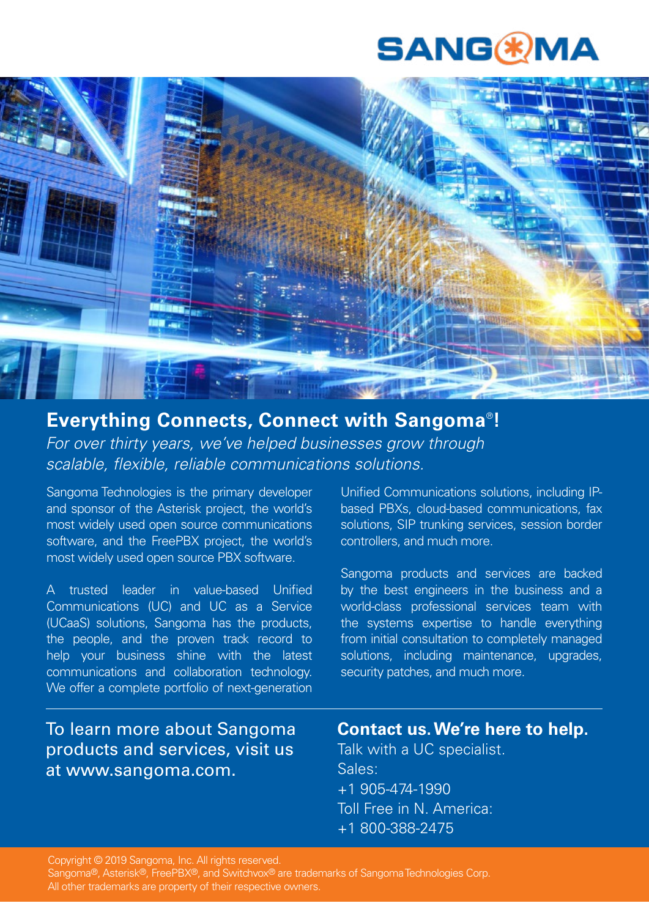SANGOMA

## Everything Connects, Connect with Sangoma®!

*For over thirty years, we've helped businesses grow through scalable, flexible, reliable communications solutions.*

Sangoma Technologies is the primary developer and sponsor of the Asterisk project, the world's most widely used open source communications software, and the FreePBX project, the world's most widely used open source PBX software.

A trusted leader in value-based Unified Communications (UC) and UC as a Service (UCaaS) solutions, Sangoma has the products, the people, and the proven track record to help your business shine with the latest communications and collaboration technology. We offer a complete portfolio of next-generation Unified Communications solutions, including IP-based PBXs, cloud-based communications, fax solutions, SIP trunking services, session border controllers, and much more.

Sangoma products and services are backed by the best engineers in the business and a world-class professional services team with the systems expertise to handle everything from initial consultation to completely managed solutions, including maintenance, upgrades, security patches, and much more.

To learn more about Sangoma products and services, visit us at www.sangoma.com.

**Contact us. We're here to help.**
Talk with a UC specialist.
Sales:
+1 905-474-1990
Toll Free in N. America:
+1 800-388-2475

Copyright © 2019 Sangoma, Inc. All rights reserved.
Sangoma®, Asterisk®, FreePBX®, and Switchvox® are trademarks of Sangoma Technologies Corp.
All other trademarks are property of their respective owners.